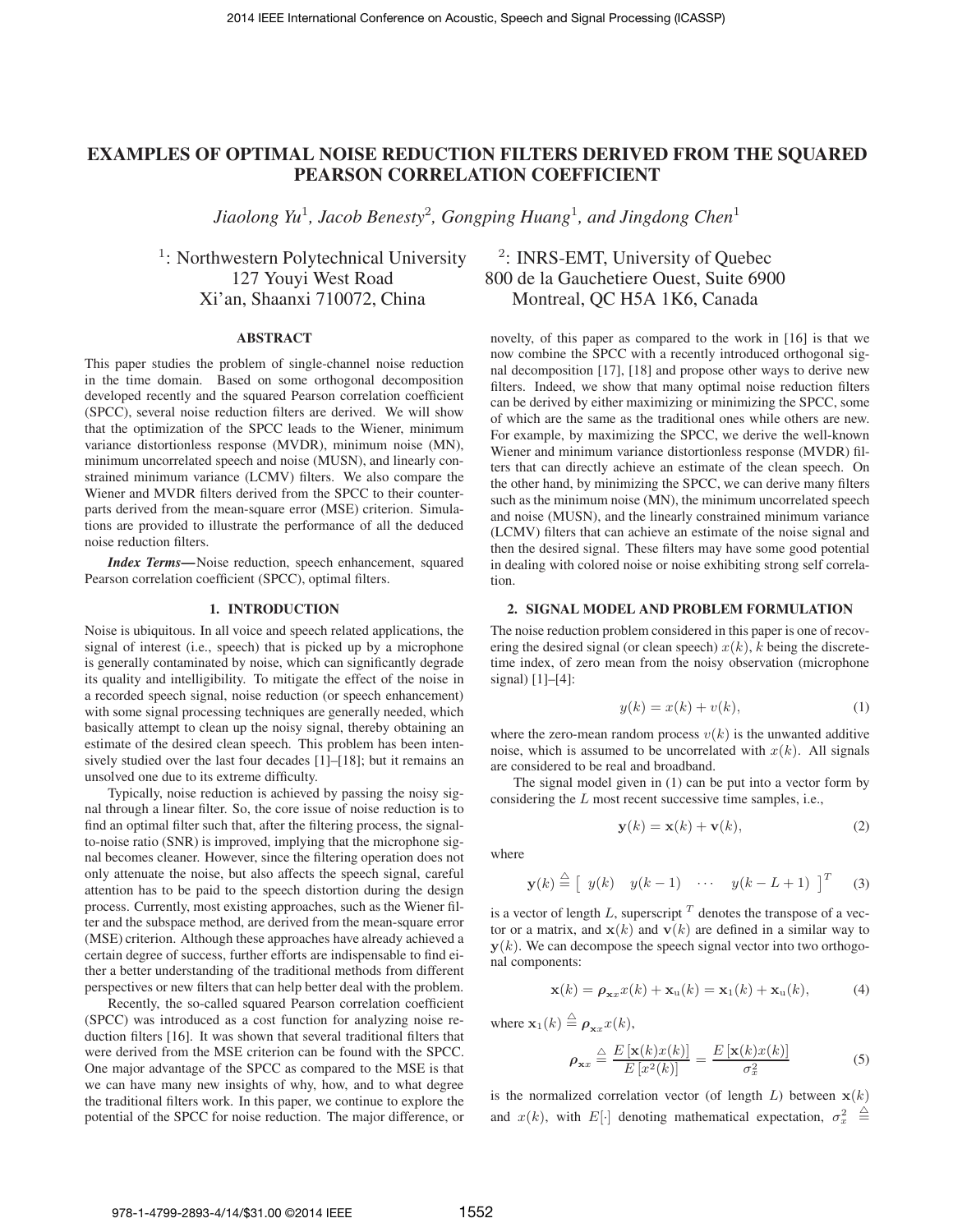# EXAMPLES OF OPTIMAL NOISE REDUCTION FILTERS DERIVED FROM THE SQUARED PEARSON CORRELATION COEFFICIENT

*Jiaolong Yu*[1], *Jacob Benesty*[2], *Gongping Huang*[1], *and Jingdong Chen*[1]

[1]: Northwestern Polytechnical University
127 Youyi West Road
Xi'an, Shaanxi 710072, China

[2]: INRS-EMT, University of Quebec
800 de la Gauchetiere Ouest, Suite 6900
Montreal, QC H5A 1K6, Canada

## ABSTRACT

This paper studies the problem of single-channel noise reduction in the time domain. Based on some orthogonal decomposition developed recently and the squared Pearson correlation coefficient (SPCC), several noise reduction filters are derived. We will show that the optimization of the SPCC leads to the Wiener, minimum variance distortionless response (MVDR), minimum noise (MN), minimum uncorrelated speech and noise (MUSN), and linearly constrained minimum variance (LCMV) filters. We also compare the Wiener and MVDR filters derived from the SPCC to their counterparts derived from the mean-square error (MSE) criterion. Simulations are provided to illustrate the performance of all the deduced noise reduction filters.

***Index Terms*—**Noise reduction, speech enhancement, squared Pearson correlation coefficient (SPCC), optimal filters.

## 1. INTRODUCTION

Noise is ubiquitous. In all voice and speech related applications, the signal of interest (i.e., speech) that is picked up by a microphone is generally contaminated by noise, which can significantly degrade its quality and intelligibility. To mitigate the effect of the noise in a recorded speech signal, noise reduction (or speech enhancement) with some signal processing techniques are generally needed, which basically attempt to clean up the noisy signal, thereby obtaining an estimate of the desired clean speech. This problem has been intensively studied over the last four decades [1]–[18]; but it remains an unsolved one due to its extreme difficulty.

Typically, noise reduction is achieved by passing the noisy signal through a linear filter. So, the core issue of noise reduction is to find an optimal filter such that, after the filtering process, the signal-to-noise ratio (SNR) is improved, implying that the microphone signal becomes cleaner. However, since the filtering operation does not only attenuate the noise, but also affects the speech signal, careful attention has to be paid to the speech distortion during the design process. Currently, most existing approaches, such as the Wiener filter and the subspace method, are derived from the mean-square error (MSE) criterion. Although these approaches have already achieved a certain degree of success, further efforts are indispensable to find either a better understanding of the traditional methods from different perspectives or new filters that can help better deal with the problem.

Recently, the so-called squared Pearson correlation coefficient (SPCC) was introduced as a cost function for analyzing noise reduction filters [16]. It was shown that several traditional filters that were derived from the MSE criterion can be found with the SPCC. One major advantage of the SPCC as compared to the MSE is that we can have many new insights of why, how, and to what degree the traditional filters work. In this paper, we continue to explore the potential of the SPCC for noise reduction. The major difference, or novelty, of this paper as compared to the work in [16] is that we now combine the SPCC with a recently introduced orthogonal signal decomposition [17], [18] and propose other ways to derive new filters. Indeed, we show that many optimal noise reduction filters can be derived by either maximizing or minimizing the SPCC, some of which are the same as the traditional ones while others are new. For example, by maximizing the SPCC, we derive the well-known Wiener and minimum variance distortionless response (MVDR) filters that can directly achieve an estimate of the clean speech. On the other hand, by minimizing the SPCC, we can derive many filters such as the minimum noise (MN), the minimum uncorrelated speech and noise (MUSN), and the linearly constrained minimum variance (LCMV) filters that can achieve an estimate of the noise signal and then the desired signal. These filters may have some good potential in dealing with colored noise or noise exhibiting strong self correlation.

## 2. SIGNAL MODEL AND PROBLEM FORMULATION

The noise reduction problem considered in this paper is one of recovering the desired signal (or clean speech) $x(k)$, $k$ being the discrete-time index, of zero mean from the noisy observation (microphone signal) [1]–[4]:

$$y(k) = x(k) + v(k), \tag{1}$$

where the zero-mean random process $v(k)$ is the unwanted additive noise, which is assumed to be uncorrelated with $x(k)$. All signals are considered to be real and broadband.

The signal model given in (1) can be put into a vector form by considering the $L$ most recent successive time samples, i.e.,

$$\mathbf{y}(k) = \mathbf{x}(k) + \mathbf{v}(k), \tag{2}$$

where

$$\mathbf{y}(k) \triangleq \begin{bmatrix} y(k) & y(k-1) & \cdots & y(k-L+1) \end{bmatrix}^T \tag{3}$$

is a vector of length $L$, superscript $^T$ denotes the transpose of a vector or a matrix, and $\mathbf{x}(k)$ and $\mathbf{v}(k)$ are defined in a similar way to $\mathbf{y}(k)$. We can decompose the speech signal vector into two orthogonal components:

$$\mathbf{x}(k) = \boldsymbol{\rho}_{\mathbf{x}x} x(k) + \mathbf{x}_{\mathrm{u}}(k) = \mathbf{x}_1(k) + \mathbf{x}_{\mathrm{u}}(k), \tag{4}$$

where $\mathbf{x}_1(k) \triangleq \boldsymbol{\rho}_{\mathbf{x}x} x(k)$,

$$\boldsymbol{\rho}_{\mathbf{x}x} \triangleq \frac{E\left[\mathbf{x}(k)x(k)\right]}{E\left[x^2(k)\right]} = \frac{E\left[\mathbf{x}(k)x(k)\right]}{\sigma_x^2} \tag{5}$$

is the normalized correlation vector (of length $L$) between $\mathbf{x}(k)$ and $x(k)$, with $E[\cdot]$ denoting mathematical expectation, $\sigma_x^2 \triangleq$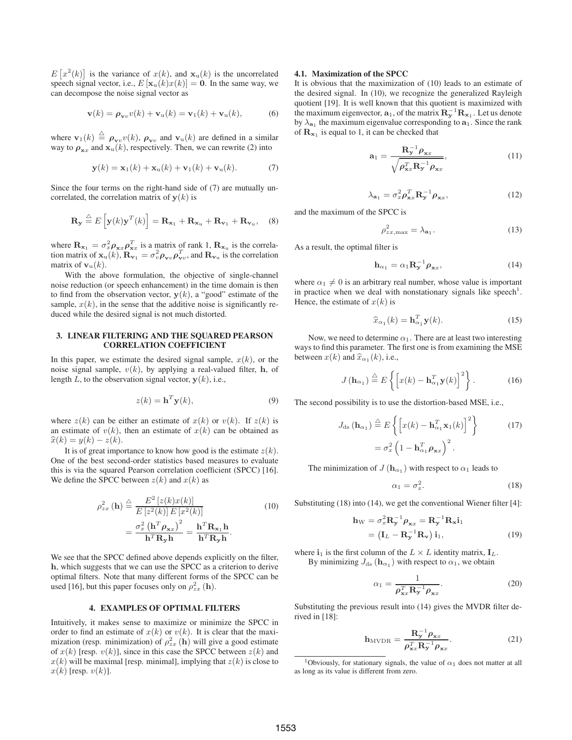$E\left[x^2(k)\right]$ is the variance of $x(k)$, and $\mathbf{x}_\mathrm{u}(k)$ is the uncorrelated speech signal vector, i.e., $E\left[\mathbf{x}_\mathrm{u}(k)x(k)\right] = \mathbf{0}$. In the same way, we can decompose the noise signal vector as

$$\mathbf{v}(k) = \boldsymbol{\rho}_{\mathbf{v}v} v(k) + \mathbf{v}_\mathrm{u}(k) = \mathbf{v}_1(k) + \mathbf{v}_\mathrm{u}(k), \tag{6}$$

where $\mathbf{v}_1(k) \triangleq \boldsymbol{\rho}_{\mathbf{v}v} v(k)$, $\boldsymbol{\rho}_{\mathbf{v}v}$ and $\mathbf{v}_\mathrm{u}(k)$ are defined in a similar way to $\boldsymbol{\rho}_{\mathbf{x}x}$ and $\mathbf{x}_\mathrm{u}(k)$, respectively. Then, we can rewrite (2) into

$$\mathbf{y}(k) = \mathbf{x}_1(k) + \mathbf{x}_\mathrm{u}(k) + \mathbf{v}_1(k) + \mathbf{v}_\mathrm{u}(k). \tag{7}$$

Since the four terms on the right-hand side of (7) are mutually uncorrelated, the correlation matrix of $\mathbf{y}(k)$ is

$$\mathbf{R}_\mathbf{y} \triangleq E\left[\mathbf{y}(k)\mathbf{y}^T(k)\right] = \mathbf{R}_{\mathbf{x}_1} + \mathbf{R}_{\mathbf{x}_\mathrm{u}} + \mathbf{R}_{\mathbf{v}_1} + \mathbf{R}_{\mathbf{v}_\mathrm{u}}, \tag{8}$$

where $\mathbf{R}_{\mathbf{x}_1} = \sigma_x^2 \boldsymbol{\rho}_{\mathbf{x}x}\boldsymbol{\rho}_{\mathbf{x}x}^T$ is a matrix of rank 1, $\mathbf{R}_{\mathbf{x}_\mathrm{u}}$ is the correlation matrix of $\mathbf{x}_\mathrm{u}(k)$, $\mathbf{R}_{\mathbf{v}_1} = \sigma_v^2 \boldsymbol{\rho}_{\mathbf{v}v}\boldsymbol{\rho}_{\mathbf{v}v}^T$, and $\mathbf{R}_{\mathbf{v}_\mathrm{u}}$ is the correlation matrix of $\mathbf{v}_\mathrm{u}(k)$.

With the above formulation, the objective of single-channel noise reduction (or speech enhancement) in the time domain is then to find from the observation vector, $\mathbf{y}(k)$, a "good" estimate of the sample, $x(k)$, in the sense that the additive noise is significantly reduced while the desired signal is not much distorted.

## 3. LINEAR FILTERING AND THE SQUARED PEARSON CORRELATION COEFFICIENT

In this paper, we estimate the desired signal sample, $x(k)$, or the noise signal sample, $v(k)$, by applying a real-valued filter, $\mathbf{h}$, of length $L$, to the observation signal vector, $\mathbf{y}(k)$, i.e.,

$$z(k) = \mathbf{h}^T\mathbf{y}(k), \tag{9}$$

where $z(k)$ can be either an estimate of $x(k)$ or $v(k)$. If $z(k)$ is an estimate of $v(k)$, then an estimate of $x(k)$ can be obtained as $\widehat{x}(k) = y(k) - z(k)$.

It is of great importance to know how good is the estimate $z(k)$. One of the best second-order statistics based measures to evaluate this is via the squared Pearson correlation coefficient (SPCC) [16]. We define the SPCC between $z(k)$ and $x(k)$ as

$$\begin{aligned}\rho_{zx}^2(\mathbf{h}) &\triangleq \frac{E^2\left[z(k)x(k)\right]}{E\left[z^2(k)\right]E\left[x^2(k)\right]} \\ &= \frac{\sigma_x^2\left(\mathbf{h}^T\boldsymbol{\rho}_{\mathbf{x}x}\right)^2}{\mathbf{h}^T\mathbf{R}_\mathbf{y}\mathbf{h}} = \frac{\mathbf{h}^T\mathbf{R}_{\mathbf{x}_1}\mathbf{h}}{\mathbf{h}^T\mathbf{R}_\mathbf{y}\mathbf{h}}.\end{aligned} \tag{10}$$

We see that the SPCC defined above depends explicitly on the filter, $\mathbf{h}$, which suggests that we can use the SPCC as a criterion to derive optimal filters. Note that many different forms of the SPCC can be used [16], but this paper focuses only on $\rho_{zx}^2(\mathbf{h})$.

## 4. EXAMPLES OF OPTIMAL FILTERS

Intuitively, it makes sense to maximize or minimize the SPCC in order to find an estimate of $x(k)$ or $v(k)$. It is clear that the maximization (resp. minimization) of $\rho_{zx}^2(\mathbf{h})$ will give a good estimate of $x(k)$ [resp. $v(k)$], since in this case the SPCC between $z(k)$ and $x(k)$ will be maximal [resp. minimal], implying that $z(k)$ is close to $x(k)$ [resp. $v(k)$].

### 4.1. Maximization of the SPCC

It is obvious that the maximization of (10) leads to an estimate of the desired signal. In (10), we recognize the generalized Rayleigh quotient [19]. It is well known that this quotient is maximized with the maximum eigenvector, $\mathbf{a}_1$, of the matrix $\mathbf{R}_\mathbf{y}^{-1}\mathbf{R}_{\mathbf{x}_1}$. Let us denote by $\lambda_{\mathbf{a}_1}$ the maximum eigenvalue corresponding to $\mathbf{a}_1$. Since the rank of $\mathbf{R}_{\mathbf{x}_1}$ is equal to 1, it can be checked that

$$\mathbf{a}_1 = \frac{\mathbf{R}_\mathbf{y}^{-1}\boldsymbol{\rho}_{\mathbf{x}x}}{\sqrt{\boldsymbol{\rho}_{\mathbf{x}x}^T\mathbf{R}_\mathbf{y}^{-1}\boldsymbol{\rho}_{\mathbf{x}x}}}, \tag{11}$$

$$\lambda_{\mathbf{a}_1} = \sigma_x^2\boldsymbol{\rho}_{\mathbf{x}x}^T\mathbf{R}_\mathbf{y}^{-1}\boldsymbol{\rho}_{\mathbf{x}x}, \tag{12}$$

and the maximum of the SPCC is

$$\rho_{zx,\max}^2 = \lambda_{\mathbf{a}_1}. \tag{13}$$

As a result, the optimal filter is

$$\mathbf{h}_{\alpha_1} = \alpha_1\mathbf{R}_\mathbf{y}^{-1}\boldsymbol{\rho}_{\mathbf{x}x}, \tag{14}$$

where $\alpha_1 \neq 0$ is an arbitrary real number, whose value is important in practice when we deal with nonstationary signals like speech[1]. Hence, the estimate of $x(k)$ is

$$\widehat{x}_{\alpha_1}(k) = \mathbf{h}_{\alpha_1}^T\mathbf{y}(k). \tag{15}$$

Now, we need to determine $\alpha_1$. There are at least two interesting ways to find this parameter. The first one is from examining the MSE between $x(k)$ and $\widehat{x}_{\alpha_1}(k)$, i.e.,

$$J\left(\mathbf{h}_{\alpha_1}\right) \triangleq E\left\{\left[x(k) - \mathbf{h}_{\alpha_1}^T\mathbf{y}(k)\right]^2\right\}. \tag{16}$$

The second possibility is to use the distortion-based MSE, i.e.,

$$\begin{aligned}J_\mathrm{ds}\left(\mathbf{h}_{\alpha_1}\right) &\triangleq E\left\{\left[x(k) - \mathbf{h}_{\alpha_1}^T\mathbf{x}_1(k)\right]^2\right\} \\ &= \sigma_x^2\left(1 - \mathbf{h}_{\alpha_1}^T\boldsymbol{\rho}_{\mathbf{x}x}\right)^2.\end{aligned} \tag{17}$$

The minimization of $J\left(\mathbf{h}_{\alpha_1}\right)$ with respect to $\alpha_1$ leads to

$$\alpha_1 = \sigma_x^2. \tag{18}$$

Substituting (18) into (14), we get the conventional Wiener filter [4]:

$$\begin{aligned}\mathbf{h}_\mathrm{W} &= \sigma_x^2\mathbf{R}_\mathbf{y}^{-1}\boldsymbol{\rho}_{\mathbf{x}x} = \mathbf{R}_\mathbf{y}^{-1}\mathbf{R}_\mathbf{x}\mathbf{i}_1 \\ &= \left(\mathbf{I}_L - \mathbf{R}_\mathbf{y}^{-1}\mathbf{R}_\mathbf{v}\right)\mathbf{i}_1,\end{aligned} \tag{19}$$

where $\mathbf{i}_1$ is the first column of the $L \times L$ identity matrix, $\mathbf{I}_L$.

By minimizing $J_\mathrm{ds}\left(\mathbf{h}_{\alpha_1}\right)$ with respect to $\alpha_1$, we obtain

$$\alpha_1 = \frac{1}{\boldsymbol{\rho}_{\mathbf{x}x}^T\mathbf{R}_\mathbf{y}^{-1}\boldsymbol{\rho}_{\mathbf{x}x}}. \tag{20}$$

Substituting the previous result into (14) gives the MVDR filter derived in [18]:

$$\mathbf{h}_\mathrm{MVDR} = \frac{\mathbf{R}_\mathbf{y}^{-1}\boldsymbol{\rho}_{\mathbf{x}x}}{\boldsymbol{\rho}_{\mathbf{x}x}^T\mathbf{R}_\mathbf{y}^{-1}\boldsymbol{\rho}_{\mathbf{x}x}}. \tag{21}$$

[1] Obviously, for stationary signals, the value of $\alpha_1$ does not matter at all as long as its value is different from zero.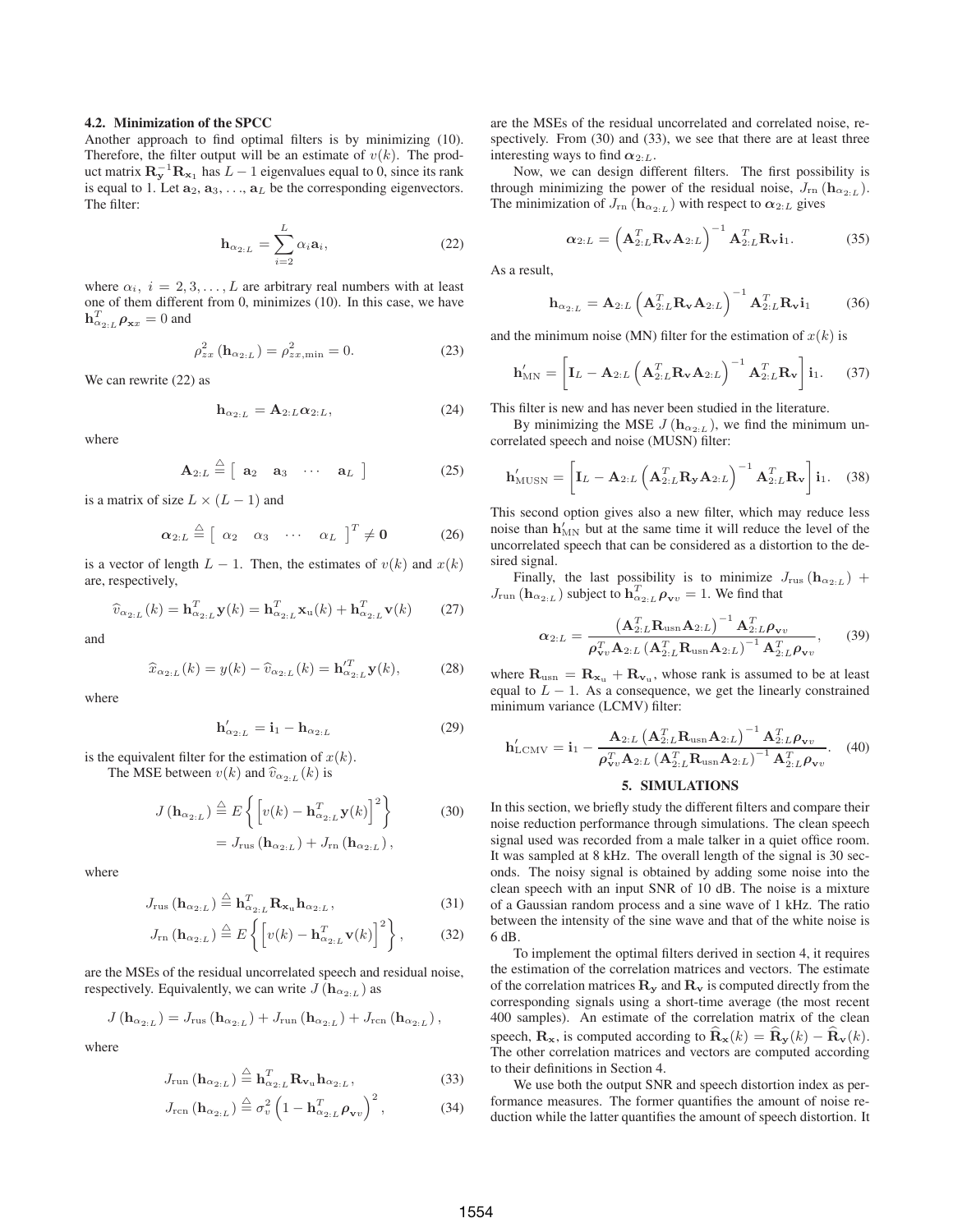### 4.2. Minimization of the SPCC

Another approach to find optimal filters is by minimizing (10). Therefore, the filter output will be an estimate of $v(k)$. The product matrix $\mathbf{R}_{\mathbf{y}}^{-1}\mathbf{R}_{\mathbf{x}_1}$ has $L-1$ eigenvalues equal to 0, since its rank is equal to 1. Let $\mathbf{a}_2, \mathbf{a}_3, \ldots, \mathbf{a}_L$ be the corresponding eigenvectors. The filter:

$$\mathbf{h}_{\alpha_{2:L}} = \sum_{i=2}^{L} \alpha_i \mathbf{a}_i, \tag{22}$$

where $\alpha_i,\ i = 2, 3, \ldots, L$ are arbitrary real numbers with at least one of them different from 0, minimizes (10). In this case, we have $\mathbf{h}_{\alpha_{2:L}}^T \boldsymbol{\rho}_{\mathbf{x}x} = 0$ and

$$\rho_{zx}^2 \left(\mathbf{h}_{\alpha_{2:L}}\right) = \rho_{zx,\min}^2 = 0. \tag{23}$$

We can rewrite (22) as

$$\mathbf{h}_{\alpha_{2:L}} = \mathbf{A}_{2:L}\boldsymbol{\alpha}_{2:L}, \tag{24}$$

where

$$\mathbf{A}_{2:L} \triangleq \begin{bmatrix} \mathbf{a}_2 & \mathbf{a}_3 & \cdots & \mathbf{a}_L \end{bmatrix} \tag{25}$$

is a matrix of size $L \times (L-1)$ and

$$\boldsymbol{\alpha}_{2:L} \triangleq \begin{bmatrix} \alpha_2 & \alpha_3 & \cdots & \alpha_L \end{bmatrix}^T \neq \mathbf{0} \tag{26}$$

is a vector of length $L-1$. Then, the estimates of $v(k)$ and $x(k)$ are, respectively,

$$\widehat{v}_{\alpha_{2:L}}(k) = \mathbf{h}_{\alpha_{2:L}}^T \mathbf{y}(k) = \mathbf{h}_{\alpha_{2:L}}^T \mathbf{x}_{\mathrm{u}}(k) + \mathbf{h}_{\alpha_{2:L}}^T \mathbf{v}(k) \tag{27}$$

and

$$\widehat{x}_{\alpha_{2:L}}(k) = y(k) - \widehat{v}_{\alpha_{2:L}}(k) = \mathbf{h}_{\alpha_{2:L}}^{\prime T} \mathbf{y}(k), \tag{28}$$

where

$$\mathbf{h}_{\alpha_{2:L}}^{\prime} = \mathbf{i}_1 - \mathbf{h}_{\alpha_{2:L}} \tag{29}$$

is the equivalent filter for the estimation of $x(k)$.

The MSE between $v(k)$ and $\widehat{v}_{\alpha_{2:L}}(k)$ is

$$\begin{aligned} J\left(\mathbf{h}_{\alpha_{2:L}}\right) &\triangleq E\left\{\left[v(k) - \mathbf{h}_{\alpha_{2:L}}^T \mathbf{y}(k)\right]^2\right\} \\ &= J_{\mathrm{rus}}\left(\mathbf{h}_{\alpha_{2:L}}\right) + J_{\mathrm{rn}}\left(\mathbf{h}_{\alpha_{2:L}}\right), \end{aligned} \tag{30}$$

where

$$J_{\mathrm{rus}}\left(\mathbf{h}_{\alpha_{2:L}}\right) \triangleq \mathbf{h}_{\alpha_{2:L}}^T \mathbf{R}_{\mathbf{x}_{\mathrm{u}}} \mathbf{h}_{\alpha_{2:L}}, \tag{31}$$

$$J_{\mathrm{rn}}\left(\mathbf{h}_{\alpha_{2:L}}\right) \triangleq E\left\{\left[v(k) - \mathbf{h}_{\alpha_{2:L}}^T \mathbf{v}(k)\right]^2\right\}, \tag{32}$$

are the MSEs of the residual uncorrelated speech and residual noise, respectively. Equivalently, we can write $J\left(\mathbf{h}_{\alpha_{2:L}}\right)$ as

$$J\left(\mathbf{h}_{\alpha_{2:L}}\right) = J_{\mathrm{rus}}\left(\mathbf{h}_{\alpha_{2:L}}\right) + J_{\mathrm{run}}\left(\mathbf{h}_{\alpha_{2:L}}\right) + J_{\mathrm{rcn}}\left(\mathbf{h}_{\alpha_{2:L}}\right),$$

where

$$J_{\mathrm{run}}\left(\mathbf{h}_{\alpha_{2:L}}\right) \triangleq \mathbf{h}_{\alpha_{2:L}}^T \mathbf{R}_{\mathbf{v}_{\mathrm{u}}} \mathbf{h}_{\alpha_{2:L}}, \tag{33}$$

$$J_{\mathrm{rcn}}\left(\mathbf{h}_{\alpha_{2:L}}\right) \triangleq \sigma_v^2 \left(1 - \mathbf{h}_{\alpha_{2:L}}^T \boldsymbol{\rho}_{\mathbf{v}v}\right)^2, \tag{34}$$

are the MSEs of the residual uncorrelated and correlated noise, respectively. From (30) and (33), we see that there are at least three interesting ways to find $\boldsymbol{\alpha}_{2:L}$.

Now, we can design different filters. The first possibility is through minimizing the power of the residual noise, $J_{\mathrm{rn}}\left(\mathbf{h}_{\alpha_{2:L}}\right)$. The minimization of $J_{\mathrm{rn}}\left(\mathbf{h}_{\alpha_{2:L}}\right)$ with respect to $\boldsymbol{\alpha}_{2:L}$ gives

$$\boldsymbol{\alpha}_{2:L} = \left(\mathbf{A}_{2:L}^T \mathbf{R}_{\mathbf{v}} \mathbf{A}_{2:L}\right)^{-1} \mathbf{A}_{2:L}^T \mathbf{R}_{\mathbf{v}} \mathbf{i}_1. \tag{35}$$

As a result,

$$\mathbf{h}_{\alpha_{2:L}} = \mathbf{A}_{2:L}\left(\mathbf{A}_{2:L}^T \mathbf{R}_{\mathbf{v}} \mathbf{A}_{2:L}\right)^{-1} \mathbf{A}_{2:L}^T \mathbf{R}_{\mathbf{v}} \mathbf{i}_1 \tag{36}$$

and the minimum noise (MN) filter for the estimation of $x(k)$ is

$$\mathbf{h}_{\mathrm{MN}}^{\prime} = \left[\mathbf{I}_L - \mathbf{A}_{2:L}\left(\mathbf{A}_{2:L}^T \mathbf{R}_{\mathbf{v}} \mathbf{A}_{2:L}\right)^{-1} \mathbf{A}_{2:L}^T \mathbf{R}_{\mathbf{v}}\right] \mathbf{i}_1. \tag{37}$$

This filter is new and has never been studied in the literature.

By minimizing the MSE $J\left(\mathbf{h}_{\alpha_{2:L}}\right)$, we find the minimum uncorrelated speech and noise (MUSN) filter:

$$\mathbf{h}_{\mathrm{MUSN}}^{\prime} = \left[\mathbf{I}_L - \mathbf{A}_{2:L}\left(\mathbf{A}_{2:L}^T \mathbf{R}_{\mathbf{y}} \mathbf{A}_{2:L}\right)^{-1} \mathbf{A}_{2:L}^T \mathbf{R}_{\mathbf{v}}\right] \mathbf{i}_1. \tag{38}$$

This second option gives also a new filter, which may reduce less noise than $\mathbf{h}_{\mathrm{MN}}^{\prime}$ but at the same time it will reduce the level of the uncorrelated speech that can be considered as a distortion to the desired signal.

Finally, the last possibility is to minimize $J_{\mathrm{rus}}\left(\mathbf{h}_{\alpha_{2:L}}\right) + J_{\mathrm{run}}\left(\mathbf{h}_{\alpha_{2:L}}\right)$ subject to $\mathbf{h}_{\alpha_{2:L}}^T \boldsymbol{\rho}_{\mathbf{v}v} = 1$. We find that

$$\boldsymbol{\alpha}_{2:L} = \frac{\left(\mathbf{A}_{2:L}^T \mathbf{R}_{\mathrm{usn}} \mathbf{A}_{2:L}\right)^{-1} \mathbf{A}_{2:L}^T \boldsymbol{\rho}_{\mathbf{v}v}}{\boldsymbol{\rho}_{\mathbf{v}v}^T \mathbf{A}_{2:L}\left(\mathbf{A}_{2:L}^T \mathbf{R}_{\mathrm{usn}} \mathbf{A}_{2:L}\right)^{-1} \mathbf{A}_{2:L}^T \boldsymbol{\rho}_{\mathbf{v}v}}, \tag{39}$$

where $\mathbf{R}_{\mathrm{usn}} = \mathbf{R}_{\mathbf{x}_{\mathrm{u}}} + \mathbf{R}_{\mathbf{v}_{\mathrm{u}}}$, whose rank is assumed to be at least equal to $L-1$. As a consequence, we get the linearly constrained minimum variance (LCMV) filter:

$$\mathbf{h}_{\mathrm{LCMV}}^{\prime} = \mathbf{i}_1 - \frac{\mathbf{A}_{2:L}\left(\mathbf{A}_{2:L}^T \mathbf{R}_{\mathrm{usn}} \mathbf{A}_{2:L}\right)^{-1} \mathbf{A}_{2:L}^T \boldsymbol{\rho}_{\mathbf{v}v}}{\boldsymbol{\rho}_{\mathbf{v}v}^T \mathbf{A}_{2:L}\left(\mathbf{A}_{2:L}^T \mathbf{R}_{\mathrm{usn}} \mathbf{A}_{2:L}\right)^{-1} \mathbf{A}_{2:L}^T \boldsymbol{\rho}_{\mathbf{v}v}}. \tag{40}$$

## 5. SIMULATIONS

In this section, we briefly study the different filters and compare their noise reduction performance through simulations. The clean speech signal used was recorded from a male talker in a quiet office room. It was sampled at 8 kHz. The overall length of the signal is 30 seconds. The noisy signal is obtained by adding some noise into the clean speech with an input SNR of 10 dB. The noise is a mixture of a Gaussian random process and a sine wave of 1 kHz. The ratio between the intensity of the sine wave and that of the white noise is 6 dB.

To implement the optimal filters derived in section 4, it requires the estimation of the correlation matrices and vectors. The estimate of the correlation matrices $\mathbf{R}_{\mathbf{y}}$ and $\mathbf{R}_{\mathbf{v}}$ is computed directly from the corresponding signals using a short-time average (the most recent 400 samples). An estimate of the correlation matrix of the clean speech, $\mathbf{R}_{\mathbf{x}}$, is computed according to $\widehat{\mathbf{R}}_{\mathbf{x}}(k) = \widehat{\mathbf{R}}_{\mathbf{y}}(k) - \widehat{\mathbf{R}}_{\mathbf{v}}(k)$. The other correlation matrices and vectors are computed according to their definitions in Section 4.

We use both the output SNR and speech distortion index as performance measures. The former quantifies the amount of noise reduction while the latter quantifies the amount of speech distortion. It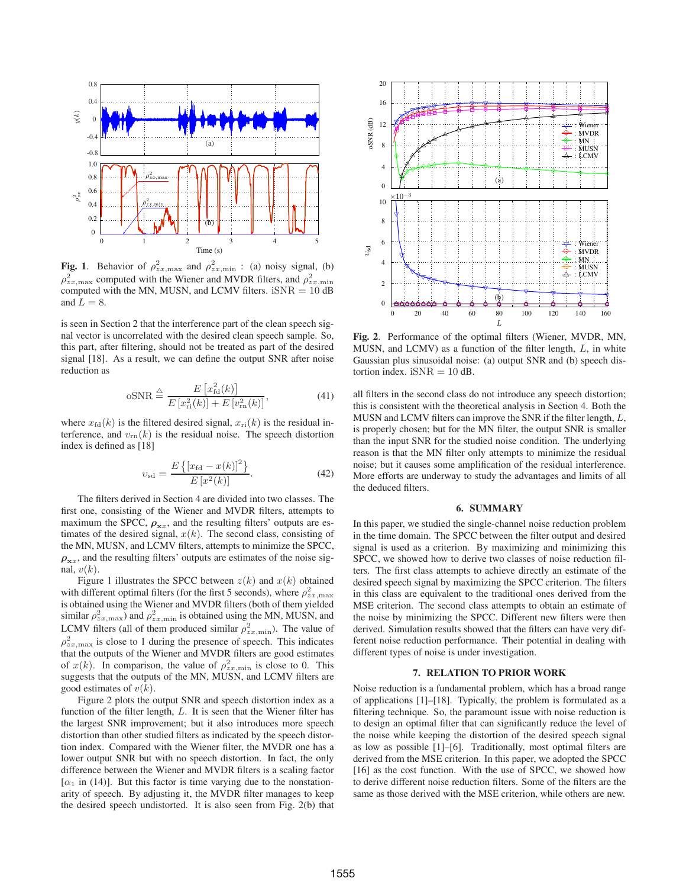**Fig. 1**. Behavior of $\rho^2_{zx,\max}$ and $\rho^2_{zx,\min}$ : (a) noisy signal, (b) $\rho^2_{zx,\max}$ computed with the Wiener and MVDR filters, and $\rho^2_{zx,\min}$ computed with the MN, MUSN, and LCMV filters. iSNR $= 10$ dB and $L = 8$.

is seen in Section 2 that the interference part of the clean speech signal vector is uncorrelated with the desired clean speech sample. So, this part, after filtering, should not be treated as part of the desired signal [18]. As a result, we can define the output SNR after noise reduction as

$$\text{oSNR} \triangleq \frac{E\left[x^2_{\text{fd}}(k)\right]}{E\left[x^2_{\text{ri}}(k)\right] + E\left[v^2_{\text{rn}}(k)\right]}, \tag{41}$$

where $x_{\text{fd}}(k)$ is the filtered desired signal, $x_{\text{ri}}(k)$ is the residual interference, and $v_{\text{rn}}(k)$ is the residual noise. The speech distortion index is defined as [18]

$$\upsilon_{\text{sd}} = \frac{E\left\{\left[x_{\text{fd}} - x(k)\right]^2\right\}}{E\left[x^2(k)\right]}. \tag{42}$$

The filters derived in Section 4 are divided into two classes. The first one, consisting of the Wiener and MVDR filters, attempts to maximum the SPCC, $\boldsymbol{\rho}_{\mathbf{x}x}$, and the resulting filters' outputs are estimates of the desired signal, $x(k)$. The second class, consisting of the MN, MUSN, and LCMV filters, attempts to minimize the SPCC, $\boldsymbol{\rho}_{\mathbf{x}x}$, and the resulting filters' outputs are estimates of the noise signal, $v(k)$.

Figure 1 illustrates the SPCC between $z(k)$ and $x(k)$ obtained with different optimal filters (for the first 5 seconds), where $\rho^2_{zx,\max}$ is obtained using the Wiener and MVDR filters (both of them yielded similar $\rho^2_{zx,\max}$) and $\rho^2_{zx,\min}$ is obtained using the MN, MUSN, and LCMV filters (all of them produced similar $\rho^2_{zx,\min}$). The value of $\rho^2_{zx,\max}$ is close to 1 during the presence of speech. This indicates that the outputs of the Wiener and MVDR filters are good estimates of $x(k)$. In comparison, the value of $\rho^2_{zx,\min}$ is close to 0. This suggests that the outputs of the MN, MUSN, and LCMV filters are good estimates of $v(k)$.

Figure 2 plots the output SNR and speech distortion index as a function of the filter length, $L$. It is seen that the Wiener filter has the largest SNR improvement; but it also introduces more speech distortion than other studied filters as indicated by the speech distortion index. Compared with the Wiener filter, the MVDR one has a lower output SNR but with no speech distortion. In fact, the only difference between the Wiener and MVDR filters is a scaling factor [$\alpha_1$ in (14)]. But this factor is time varying due to the nonstationarity of speech. By adjusting it, the MVDR filter manages to keep the desired speech undistorted. It is also seen from Fig. 2(b) that all filters in the second class do not introduce any speech distortion; this is consistent with the theoretical analysis in Section 4. Both the MUSN and LCMV filters can improve the SNR if the filter length, $L$, is properly chosen; but for the MN filter, the output SNR is smaller than the input SNR for the studied noise condition. The underlying reason is that the MN filter only attempts to minimize the residual noise; but it causes some amplification of the residual interference. More efforts are underway to study the advantages and limits of all the deduced filters.

**Fig. 2**. Performance of the optimal filters (Wiener, MVDR, MN, MUSN, and LCMV) as a function of the filter length, $L$, in white Gaussian plus sinusoidal noise: (a) output SNR and (b) speech distortion index. iSNR $= 10$ dB.

## 6. SUMMARY

In this paper, we studied the single-channel noise reduction problem in the time domain. The SPCC between the filter output and desired signal is used as a criterion. By maximizing and minimizing this SPCC, we showed how to derive two classes of noise reduction filters. The first class attempts to achieve directly an estimate of the desired speech signal by maximizing the SPCC criterion. The filters in this class are equivalent to the traditional ones derived from the MSE criterion. The second class attempts to obtain an estimate of the noise by minimizing the SPCC. Different new filters were then derived. Simulation results showed that the filters can have very different noise reduction performance. Their potential in dealing with different types of noise is under investigation.

## 7. RELATION TO PRIOR WORK

Noise reduction is a fundamental problem, which has a broad range of applications [1]–[18]. Typically, the problem is formulated as a filtering technique. So, the paramount issue with noise reduction is to design an optimal filter that can significantly reduce the level of the noise while keeping the distortion of the desired speech signal as low as possible [1]–[6]. Traditionally, most optimal filters are derived from the MSE criterion. In this paper, we adopted the SPCC [16] as the cost function. With the use of SPCC, we showed how to derive different noise reduction filters. Some of the filters are the same as those derived with the MSE criterion, while others are new.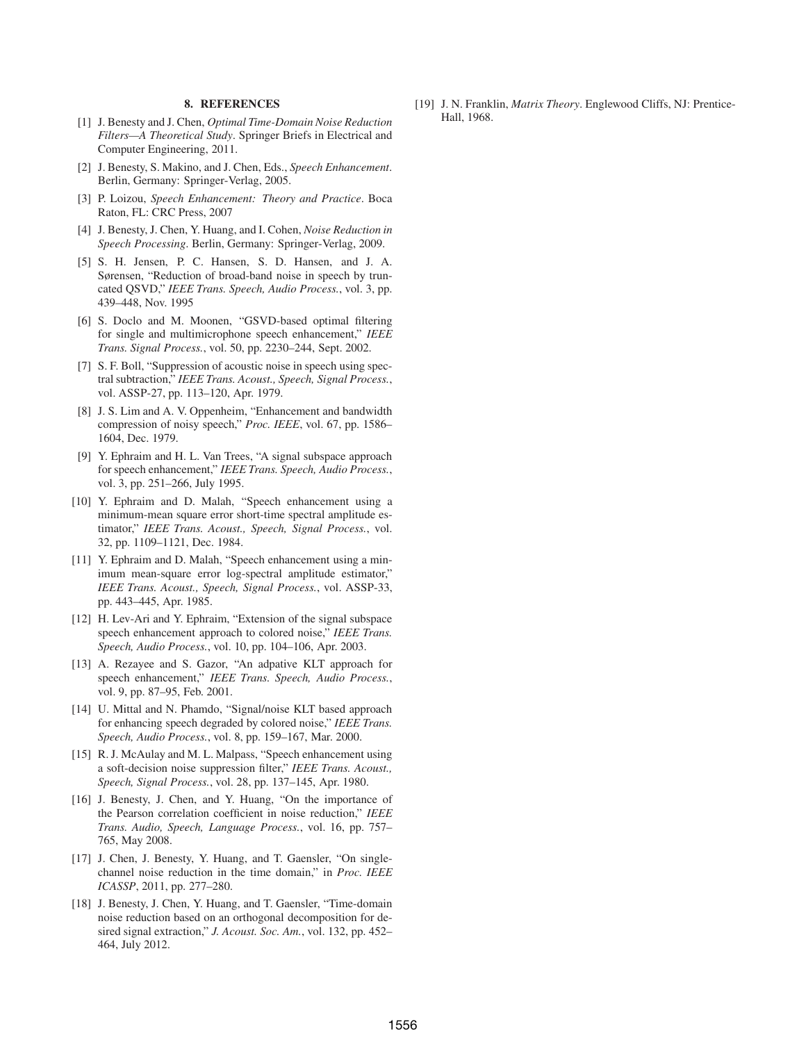## 8. REFERENCES

[1] J. Benesty and J. Chen, *Optimal Time-Domain Noise Reduction Filters—A Theoretical Study*. Springer Briefs in Electrical and Computer Engineering, 2011.

[2] J. Benesty, S. Makino, and J. Chen, Eds., *Speech Enhancement*. Berlin, Germany: Springer-Verlag, 2005.

[3] P. Loizou, *Speech Enhancement: Theory and Practice*. Boca Raton, FL: CRC Press, 2007

[4] J. Benesty, J. Chen, Y. Huang, and I. Cohen, *Noise Reduction in Speech Processing*. Berlin, Germany: Springer-Verlag, 2009.

[5] S. H. Jensen, P. C. Hansen, S. D. Hansen, and J. A. Sørensen, "Reduction of broad-band noise in speech by truncated QSVD," *IEEE Trans. Speech, Audio Process.*, vol. 3, pp. 439–448, Nov. 1995

[6] S. Doclo and M. Moonen, "GSVD-based optimal filtering for single and multimicrophone speech enhancement," *IEEE Trans. Signal Process.*, vol. 50, pp. 2230–244, Sept. 2002.

[7] S. F. Boll, "Suppression of acoustic noise in speech using spectral subtraction," *IEEE Trans. Acoust., Speech, Signal Process.*, vol. ASSP-27, pp. 113–120, Apr. 1979.

[8] J. S. Lim and A. V. Oppenheim, "Enhancement and bandwidth compression of noisy speech," *Proc. IEEE*, vol. 67, pp. 1586–1604, Dec. 1979.

[9] Y. Ephraim and H. L. Van Trees, "A signal subspace approach for speech enhancement," *IEEE Trans. Speech, Audio Process.*, vol. 3, pp. 251–266, July 1995.

[10] Y. Ephraim and D. Malah, "Speech enhancement using a minimum-mean square error short-time spectral amplitude estimator," *IEEE Trans. Acoust., Speech, Signal Process.*, vol. 32, pp. 1109–1121, Dec. 1984.

[11] Y. Ephraim and D. Malah, "Speech enhancement using a minimum mean-square error log-spectral amplitude estimator," *IEEE Trans. Acoust., Speech, Signal Process.*, vol. ASSP-33, pp. 443–445, Apr. 1985.

[12] H. Lev-Ari and Y. Ephraim, "Extension of the signal subspace speech enhancement approach to colored noise," *IEEE Trans. Speech, Audio Process.*, vol. 10, pp. 104–106, Apr. 2003.

[13] A. Rezayee and S. Gazor, "An adpative KLT approach for speech enhancement," *IEEE Trans. Speech, Audio Process.*, vol. 9, pp. 87–95, Feb. 2001.

[14] U. Mittal and N. Phamdo, "Signal/noise KLT based approach for enhancing speech degraded by colored noise," *IEEE Trans. Speech, Audio Process.*, vol. 8, pp. 159–167, Mar. 2000.

[15] R. J. McAulay and M. L. Malpass, "Speech enhancement using a soft-decision noise suppression filter," *IEEE Trans. Acoust., Speech, Signal Process.*, vol. 28, pp. 137–145, Apr. 1980.

[16] J. Benesty, J. Chen, and Y. Huang, "On the importance of the Pearson correlation coefficient in noise reduction," *IEEE Trans. Audio, Speech, Language Process.*, vol. 16, pp. 757–765, May 2008.

[17] J. Chen, J. Benesty, Y. Huang, and T. Gaensler, "On single-channel noise reduction in the time domain," in *Proc. IEEE ICASSP*, 2011, pp. 277–280.

[18] J. Benesty, J. Chen, Y. Huang, and T. Gaensler, "Time-domain noise reduction based on an orthogonal decomposition for desired signal extraction," *J. Acoust. Soc. Am.*, vol. 132, pp. 452–464, July 2012.

[19] J. N. Franklin, *Matrix Theory*. Englewood Cliffs, NJ: Prentice-Hall, 1968.